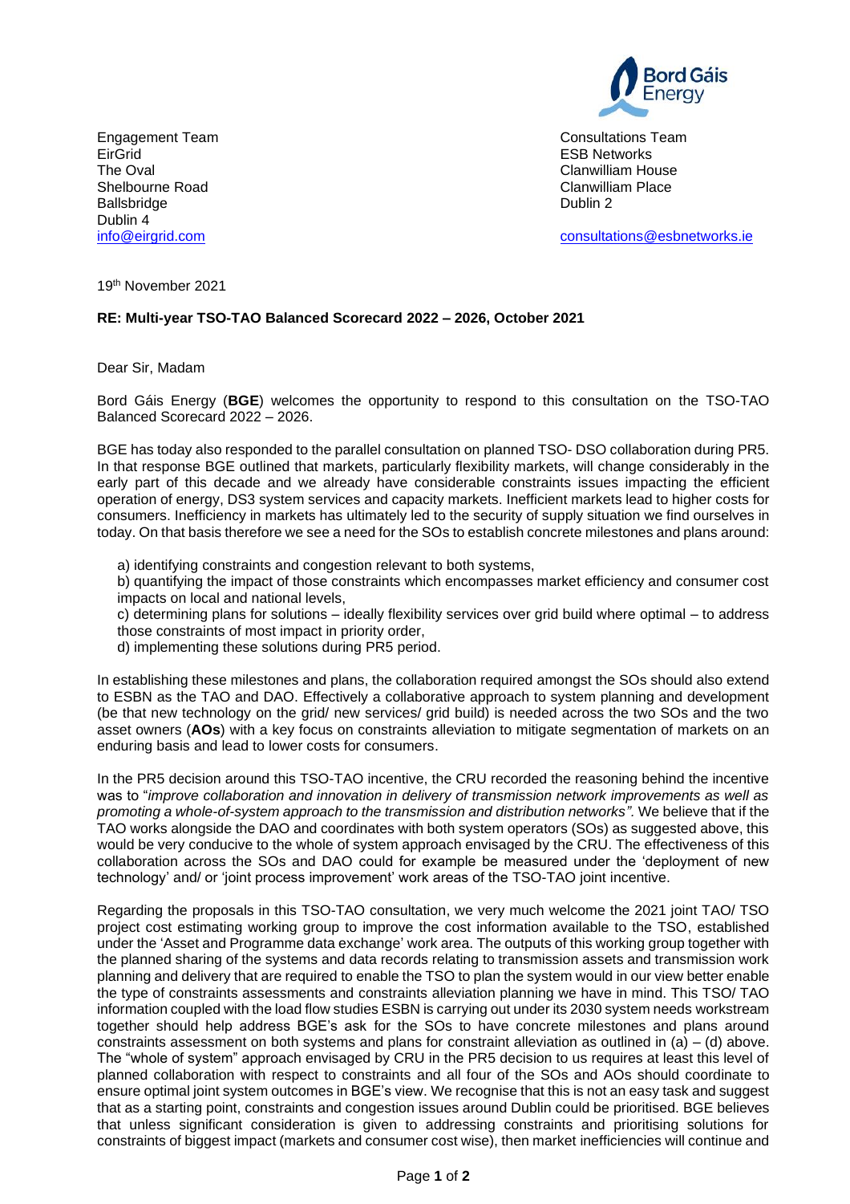Engagement Team
EirGrid
The Oval
Shelbourne Road
Ballsbridge
Dublin 4
[info@eirgrid.com](mailto:info@eirgrid.com)

Consultations Team
ESB Networks
Clanwilliam House
Clanwilliam Place
Dublin 2

[consultations@esbnetworks.ie](mailto:consultations@esbnetworks.ie)

19th November 2021

**RE: Multi-year TSO-TAO Balanced Scorecard 2022 – 2026, October 2021**

Dear Sir, Madam

Bord Gáis Energy (**BGE**) welcomes the opportunity to respond to this consultation on the TSO-TAO Balanced Scorecard 2022 – 2026.

BGE has today also responded to the parallel consultation on planned TSO- DSO collaboration during PR5. In that response BGE outlined that markets, particularly flexibility markets, will change considerably in the early part of this decade and we already have considerable constraints issues impacting the efficient operation of energy, DS3 system services and capacity markets. Inefficient markets lead to higher costs for consumers. Inefficiency in markets has ultimately led to the security of supply situation we find ourselves in today. On that basis therefore we see a need for the SOs to establish concrete milestones and plans around:

a) identifying constraints and congestion relevant to both systems,
b) quantifying the impact of those constraints which encompasses market efficiency and consumer cost impacts on local and national levels,
c) determining plans for solutions – ideally flexibility services over grid build where optimal – to address those constraints of most impact in priority order,
d) implementing these solutions during PR5 period.

In establishing these milestones and plans, the collaboration required amongst the SOs should also extend to ESBN as the TAO and DAO. Effectively a collaborative approach to system planning and development (be that new technology on the grid/ new services/ grid build) is needed across the two SOs and the two asset owners (**AOs**) with a key focus on constraints alleviation to mitigate segmentation of markets on an enduring basis and lead to lower costs for consumers.

In the PR5 decision around this TSO-TAO incentive, the CRU recorded the reasoning behind the incentive was to "*improve collaboration and innovation in delivery of transmission network improvements as well as promoting a whole-of-system approach to the transmission and distribution networks".* We believe that if the TAO works alongside the DAO and coordinates with both system operators (SOs) as suggested above, this would be very conducive to the whole of system approach envisaged by the CRU. The effectiveness of this collaboration across the SOs and DAO could for example be measured under the 'deployment of new technology' and/ or 'joint process improvement' work areas of the TSO-TAO joint incentive.

Regarding the proposals in this TSO-TAO consultation, we very much welcome the 2021 joint TAO/ TSO project cost estimating working group to improve the cost information available to the TSO, established under the 'Asset and Programme data exchange' work area. The outputs of this working group together with the planned sharing of the systems and data records relating to transmission assets and transmission work planning and delivery that are required to enable the TSO to plan the system would in our view better enable the type of constraints assessments and constraints alleviation planning we have in mind. This TSO/ TAO information coupled with the load flow studies ESBN is carrying out under its 2030 system needs workstream together should help address BGE's ask for the SOs to have concrete milestones and plans around constraints assessment on both systems and plans for constraint alleviation as outlined in (a) – (d) above. The "whole of system" approach envisaged by CRU in the PR5 decision to us requires at least this level of planned collaboration with respect to constraints and all four of the SOs and AOs should coordinate to ensure optimal joint system outcomes in BGE's view. We recognise that this is not an easy task and suggest that as a starting point, constraints and congestion issues around Dublin could be prioritised. BGE believes that unless significant consideration is given to addressing constraints and prioritising solutions for constraints of biggest impact (markets and consumer cost wise), then market inefficiencies will continue and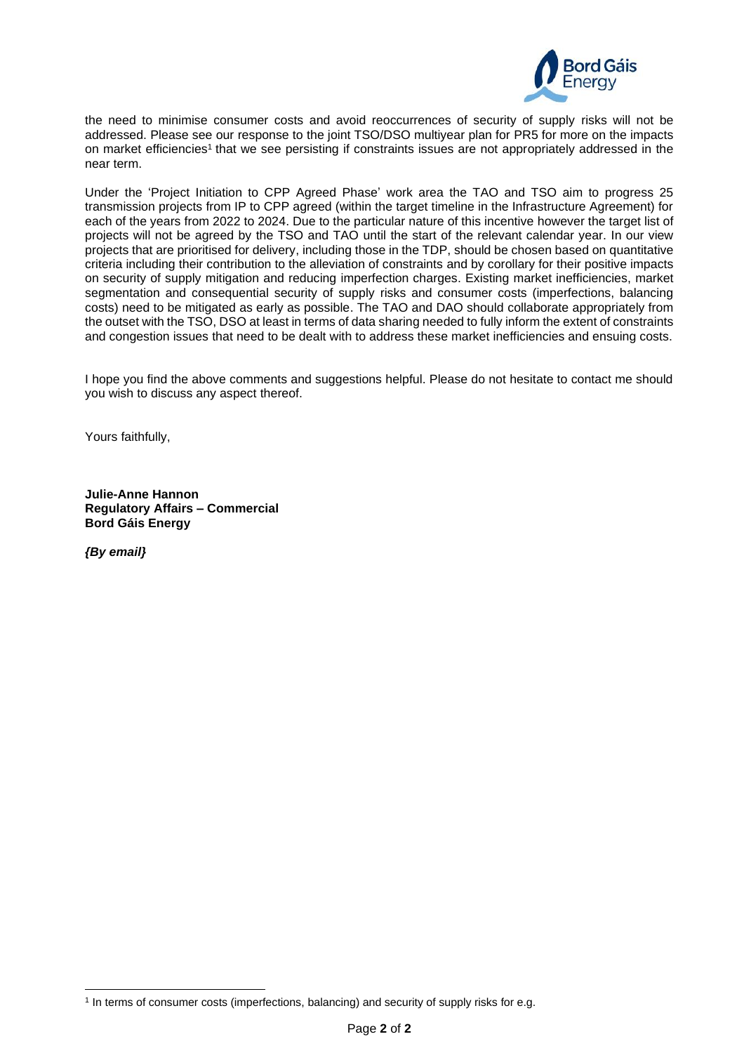the need to minimise consumer costs and avoid reoccurrences of security of supply risks will not be addressed. Please see our response to the joint TSO/DSO multiyear plan for PR5 for more on the impacts on market efficiencies[1] that we see persisting if constraints issues are not appropriately addressed in the near term.

Under the 'Project Initiation to CPP Agreed Phase' work area the TAO and TSO aim to progress 25 transmission projects from IP to CPP agreed (within the target timeline in the Infrastructure Agreement) for each of the years from 2022 to 2024. Due to the particular nature of this incentive however the target list of projects will not be agreed by the TSO and TAO until the start of the relevant calendar year. In our view projects that are prioritised for delivery, including those in the TDP, should be chosen based on quantitative criteria including their contribution to the alleviation of constraints and by corollary for their positive impacts on security of supply mitigation and reducing imperfection charges. Existing market inefficiencies, market segmentation and consequential security of supply risks and consumer costs (imperfections, balancing costs) need to be mitigated as early as possible. The TAO and DAO should collaborate appropriately from the outset with the TSO, DSO at least in terms of data sharing needed to fully inform the extent of constraints and congestion issues that need to be dealt with to address these market inefficiencies and ensuing costs.

I hope you find the above comments and suggestions helpful. Please do not hesitate to contact me should you wish to discuss any aspect thereof.

Yours faithfully,

**Julie-Anne Hannon**
**Regulatory Affairs – Commercial**
**Bord Gáis Energy**

***{By email}***

[1] In terms of consumer costs (imperfections, balancing) and security of supply risks for e.g.